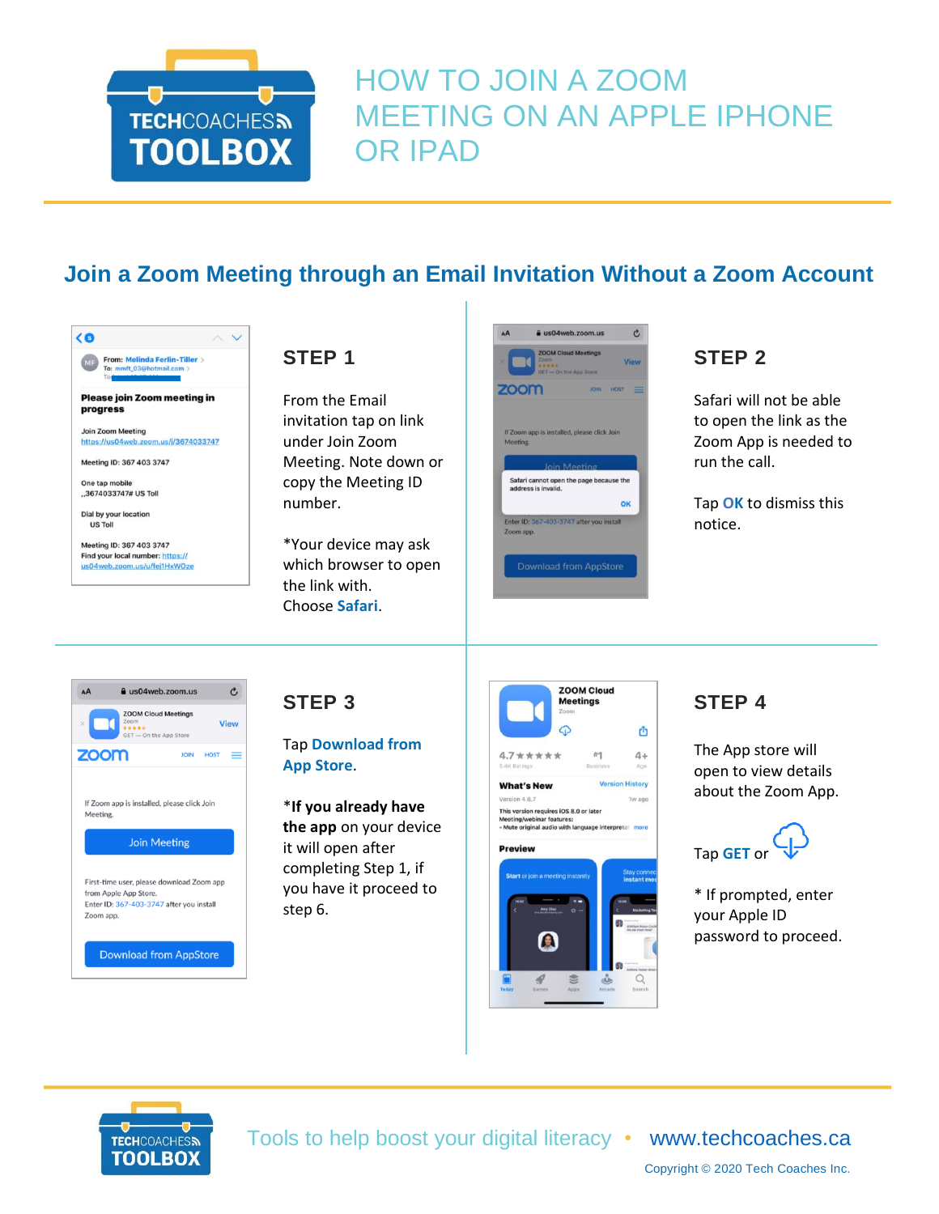# HOW TO JOIN A ZOOM MEETING ON AN APPLE IPHONE OR IPAD

## Join a Zoom Meeting through an Email Invitation Without a Zoom Account

### STEP 1

From the Email invitation tap on link under Join Zoom Meeting. Note down or copy the Meeting ID number.

*Your device may ask which browser to open the link with. Choose **Safari**.

### STEP 2

Safari will not be able to open the link as the Zoom App is needed to run the call.

Tap **OK** to dismiss this notice.

### STEP 3

Tap **Download from App Store**.

***If you already have the app** on your device it will open after completing Step 1, if you have it proceed to step 6.

### STEP 4

The App store will open to view details about the Zoom App.

Tap **GET** or

* If prompted, enter your Apple ID password to proceed.

Tools to help boost your digital literacy • www.techcoaches.ca

Copyright © 2020 Tech Coaches Inc.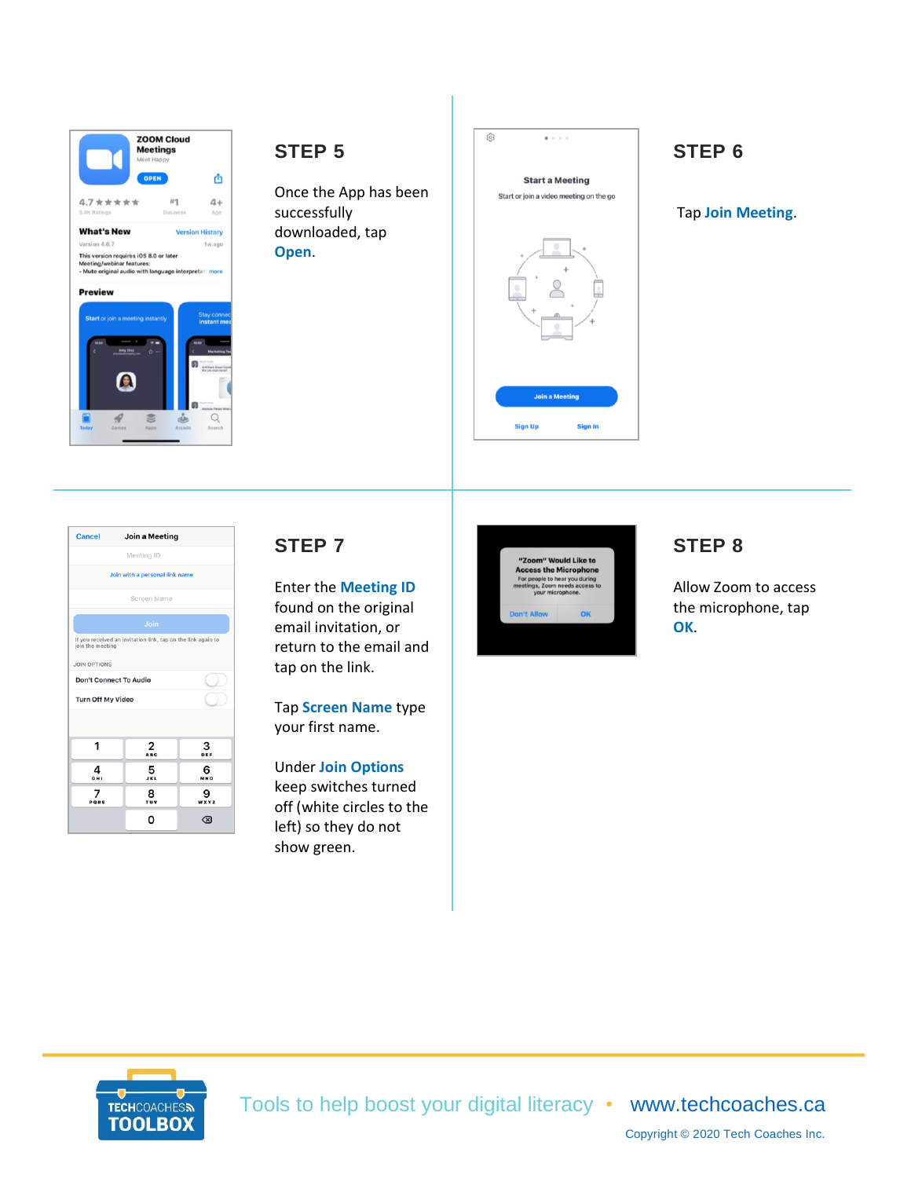## STEP 5

Once the App has been successfully downloaded, tap **Open**.

## STEP 6

Tap **Join Meeting**.

## STEP 7

Enter the **Meeting ID** found on the original email invitation, or return to the email and tap on the link.

Tap **Screen Name** type your first name.

Under **Join Options** keep switches turned off (white circles to the left) so they do not show green.

## STEP 8

Allow Zoom to access the microphone, tap **OK**.

Tools to help boost your digital literacy • www.techcoaches.ca

Copyright © 2020 Tech Coaches Inc.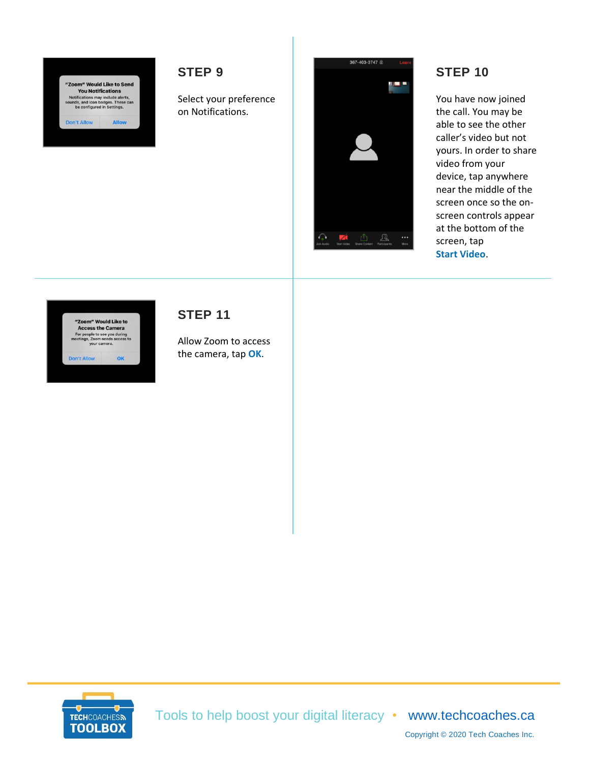## STEP 9

Select your preference on Notifications.

## STEP 10

You have now joined the call. You may be able to see the other caller's video but not yours. In order to share video from your device, tap anywhere near the middle of the screen once so the on-screen controls appear at the bottom of the screen, tap **Start Video**.

## STEP 11

Allow Zoom to access the camera, tap **OK**.

Tools to help boost your digital literacy • www.techcoaches.ca

Copyright © 2020 Tech Coaches Inc.